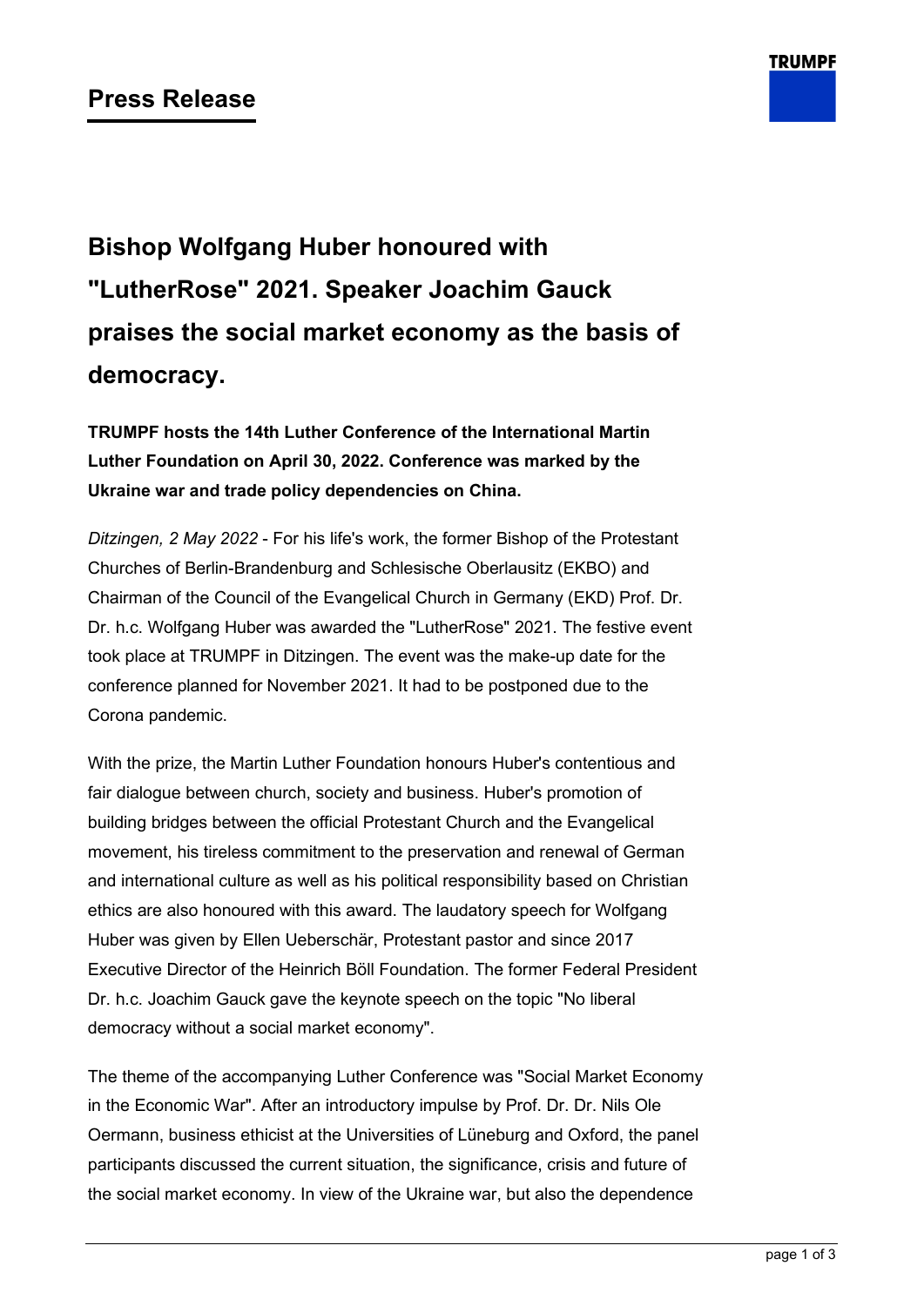# Press Release

## Bishop Wolfgang Huber honoured with "LutherRose" 2021. Speaker Joachim Gauck praises the social market economy as the basis of democracy.

**TRUMPF hosts the 14th Luther Conference of the International Martin Luther Foundation on April 30, 2022. Conference was marked by the Ukraine war and trade policy dependencies on China.**

*Ditzingen, 2 May 2022* - For his life's work, the former Bishop of the Protestant Churches of Berlin-Brandenburg and Schlesische Oberlausitz (EKBO) and Chairman of the Council of the Evangelical Church in Germany (EKD) Prof. Dr. Dr. h.c. Wolfgang Huber was awarded the "LutherRose" 2021. The festive event took place at TRUMPF in Ditzingen. The event was the make-up date for the conference planned for November 2021. It had to be postponed due to the Corona pandemic.

With the prize, the Martin Luther Foundation honours Huber's contentious and fair dialogue between church, society and business. Huber's promotion of building bridges between the official Protestant Church and the Evangelical movement, his tireless commitment to the preservation and renewal of German and international culture as well as his political responsibility based on Christian ethics are also honoured with this award. The laudatory speech for Wolfgang Huber was given by Ellen Ueberschär, Protestant pastor and since 2017 Executive Director of the Heinrich Böll Foundation. The former Federal President Dr. h.c. Joachim Gauck gave the keynote speech on the topic "No liberal democracy without a social market economy".

The theme of the accompanying Luther Conference was "Social Market Economy in the Economic War". After an introductory impulse by Prof. Dr. Dr. Nils Ole Oermann, business ethicist at the Universities of Lüneburg and Oxford, the panel participants discussed the current situation, the significance, crisis and future of the social market economy. In view of the Ukraine war, but also the dependence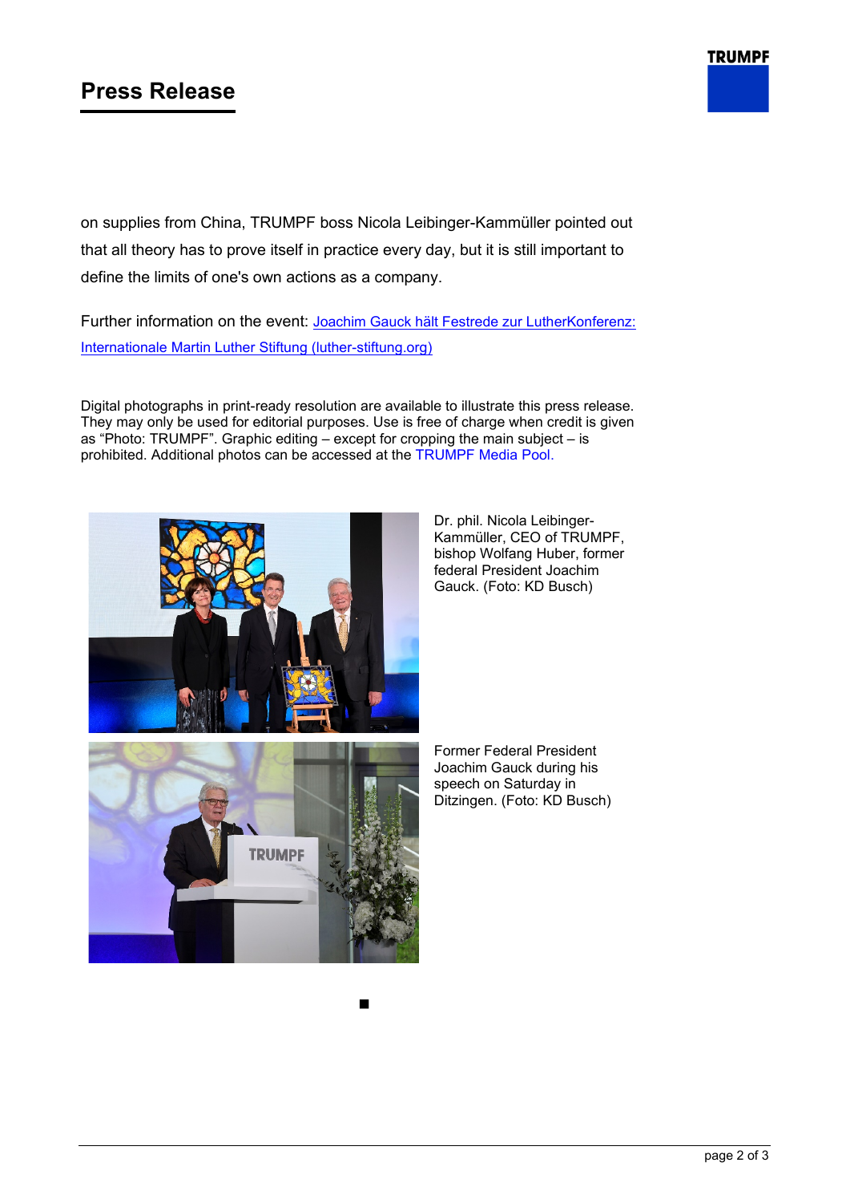on supplies from China, TRUMPF boss Nicola Leibinger-Kammüller pointed out that all theory has to prove itself in practice every day, but it is still important to define the limits of one's own actions as a company.

Further information on the event: [Joachim Gauck hält Festrede zur LutherKonferenz: Internationale Martin Luther Stiftung (luther-stiftung.org)]

Digital photographs in print-ready resolution are available to illustrate this press release. They may only be used for editorial purposes. Use is free of charge when credit is given as “Photo: TRUMPF”. Graphic editing – except for cropping the main subject – is prohibited. Additional photos can be accessed at the TRUMPF Media Pool.

Dr. phil. Nicola Leibinger-Kammüller, CEO of TRUMPF, bishop Wolfgang Huber, former federal President Joachim Gauck. (Foto: KD Busch)

Former Federal President Joachim Gauck during his speech on Saturday in Ditzingen. (Foto: KD Busch)

■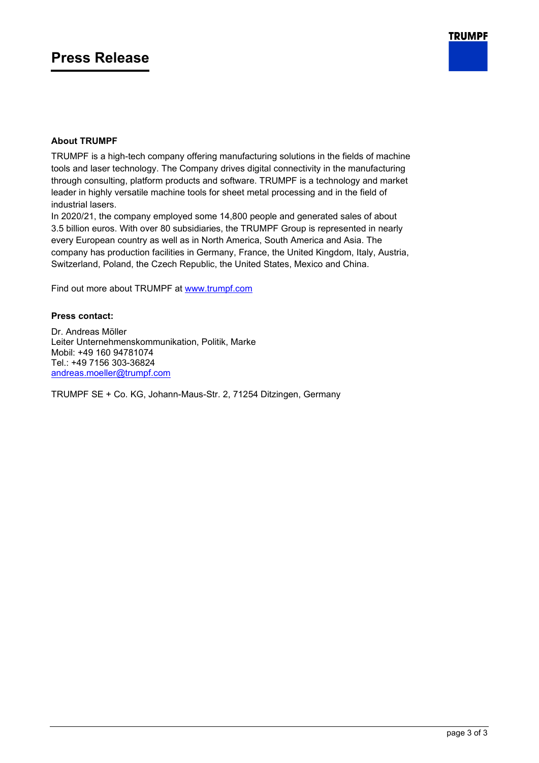**About TRUMPF**

TRUMPF is a high-tech company offering manufacturing solutions in the fields of machine tools and laser technology. The Company drives digital connectivity in the manufacturing through consulting, platform products and software. TRUMPF is a technology and market leader in highly versatile machine tools for sheet metal processing and in the field of industrial lasers.
In 2020/21, the company employed some 14,800 people and generated sales of about 3.5 billion euros. With over 80 subsidiaries, the TRUMPF Group is represented in nearly every European country as well as in North America, South America and Asia. The company has production facilities in Germany, France, the United Kingdom, Italy, Austria, Switzerland, Poland, the Czech Republic, the United States, Mexico and China.

Find out more about TRUMPF at www.trumpf.com

**Press contact:**

Dr. Andreas Möller
Leiter Unternehmenskommunikation, Politik, Marke
Mobil: +49 160 94781074
Tel.: +49 7156 303-36824
andreas.moeller@trumpf.com

TRUMPF SE + Co. KG, Johann-Maus-Str. 2, 71254 Ditzingen, Germany